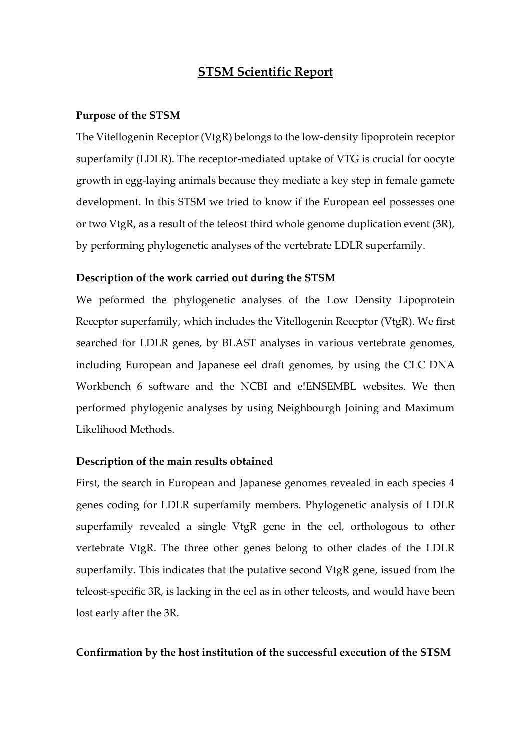# STSM Scientific Report

**Purpose of the STSM**

The Vitellogenin Receptor (VtgR) belongs to the low-density lipoprotein receptor superfamily (LDLR). The receptor-mediated uptake of VTG is crucial for oocyte growth in egg-laying animals because they mediate a key step in female gamete development. In this STSM we tried to know if the European eel possesses one or two VtgR, as a result of the teleost third whole genome duplication event (3R), by performing phylogenetic analyses of the vertebrate LDLR superfamily.

**Description of the work carried out during the STSM**

We peformed the phylogenetic analyses of the Low Density Lipoprotein Receptor superfamily, which includes the Vitellogenin Receptor (VtgR). We first searched for LDLR genes, by BLAST analyses in various vertebrate genomes, including European and Japanese eel draft genomes, by using the CLC DNA Workbench 6 software and the NCBI and e!ENSEMBL websites. We then performed phylogenic analyses by using Neighbourgh Joining and Maximum Likelihood Methods.

**Description of the main results obtained**

First, the search in European and Japanese genomes revealed in each species 4 genes coding for LDLR superfamily members. Phylogenetic analysis of LDLR superfamily revealed a single VtgR gene in the eel, orthologous to other vertebrate VtgR. The three other genes belong to other clades of the LDLR superfamily. This indicates that the putative second VtgR gene, issued from the teleost-specific 3R, is lacking in the eel as in other teleosts, and would have been lost early after the 3R.

**Confirmation by the host institution of the successful execution of the STSM**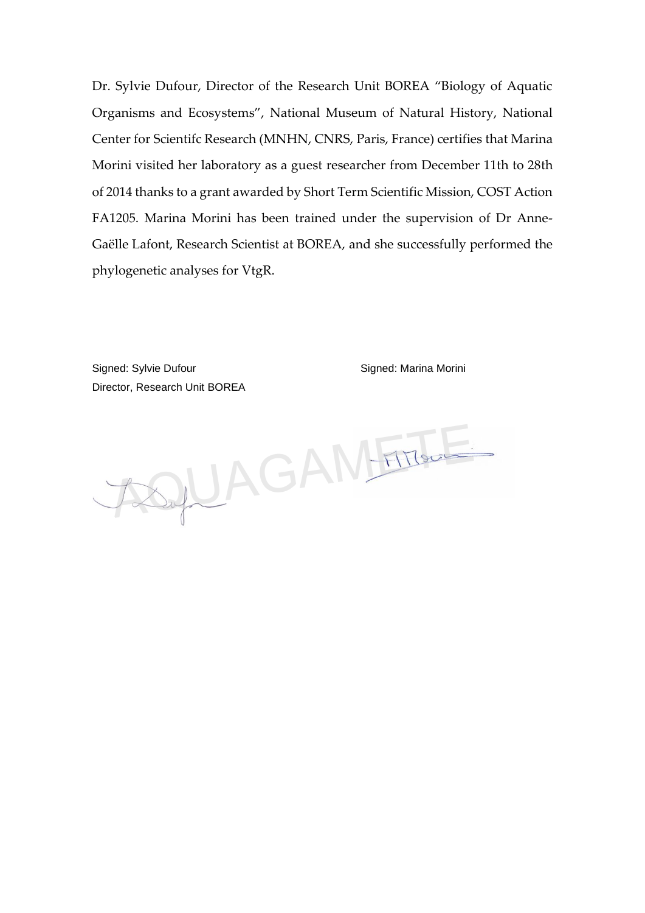Dr. Sylvie Dufour, Director of the Research Unit BOREA "Biology of Aquatic Organisms and Ecosystems", National Museum of Natural History, National Center for Scientifc Research (MNHN, CNRS, Paris, France) certifies that Marina Morini visited her laboratory as a guest researcher from December 11th to 28th of 2014 thanks to a grant awarded by Short Term Scientific Mission, COST Action FA1205. Marina Morini has been trained under the supervision of Dr Anne-Gaëlle Lafont, Research Scientist at BOREA, and she successfully performed the phylogenetic analyses for VtgR.

Signed: Sylvie Dufour
Director, Research Unit BOREA

Signed: Marina Morini